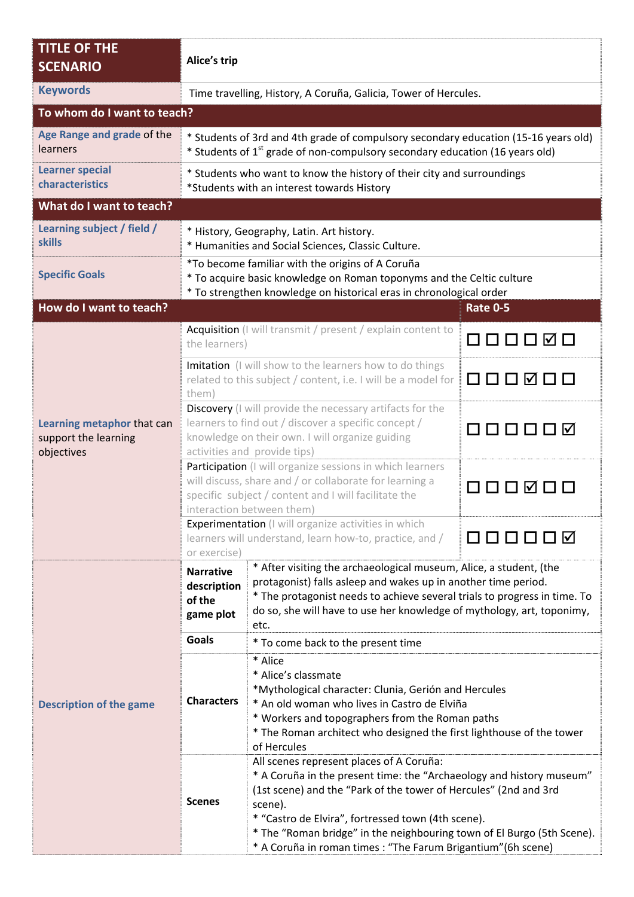| TITLE OF THE SCENARIO | Alice's trip | |
|---|---|---|
| **Keywords** | Time travelling, History, A Coruña, Galicia, Tower of Hercules. | |

| **To whom do I want to teach?** | |
|---|---|
| **Age Range and grade** of the learners | * Students of 3rd and 4th grade of compulsory secondary education (15-16 years old)<br>* Students of 1st grade of non-compulsory secondary education (16 years old) |
| **Learner special characteristics** | * Students who want to know the history of their city and surroundings<br>*Students with an interest towards History |

| **What do I want to teach?** | |
|---|---|
| **Learning subject / field / skills** | * History, Geography, Latin. Art history.<br>* Humanities and Social Sciences, Classic Culture. |
| **Specific Goals** | *To become familiar with the origins of A Coruña<br>* To acquire basic knowledge on Roman toponyms and the Celtic culture<br>* To strengthen knowledge on historical eras in chronological order |

| **How do I want to teach?** | | **Rate 0-5** |
|---|---|---|
| **Learning metaphor** that can support the learning objectives | Acquisition (I will transmit / present / explain content to the learners) | ☐ ☐ ☐ ☐ ☑ ☐ |
| | Imitation (I will show to the learners how to do things related to this subject / content, i.e. I will be a model for them) | ☐ ☐ ☐ ☑ ☐ ☐ |
| | Discovery (I will provide the necessary artifacts for the learners to find out / discover a specific concept / knowledge on their own. I will organize guiding activities and provide tips) | ☐ ☐ ☐ ☐ ☐ ☑ |
| | Participation (I will organize sessions in which learners will discuss, share and / or collaborate for learning a specific subject / content and I will facilitate the interaction between them) | ☐ ☐ ☐ ☑ ☐ ☐ |
| | Experimentation (I will organize activities in which learners will understand, learn how-to, practice, and / or exercise) | ☐ ☐ ☐ ☐ ☐ ☑ |

| **Description of the game** | | |
|---|---|---|
| | **Narrative description of the game plot** | * After visiting the archaeological museum, Alice, a student, (the protagonist) falls asleep and wakes up in another time period.<br>* The protagonist needs to achieve several trials to progress in time. To do so, she will have to use her knowledge of mythology, art, toponimy, etc. |
| | **Goals** | * To come back to the present time |
| | **Characters** | * Alice<br>* Alice's classmate<br>*Mythological character: Clunia, Gerión and Hercules<br>* An old woman who lives in Castro de Elviña<br>* Workers and topographers from the Roman paths<br>* The Roman architect who designed the first lighthouse of the tower of Hercules |
| | **Scenes** | All scenes represent places of A Coruña:<br>* A Coruña in the present time: the "Archaeology and history museum" (1st scene) and the "Park of the tower of Hercules" (2nd and 3rd scene).<br>* "Castro de Elvira", fortressed town (4th scene).<br>* The "Roman bridge" in the neighbouring town of El Burgo (5th Scene).<br>* A Coruña in roman times : "The Farum Brigantium"(6h scene) |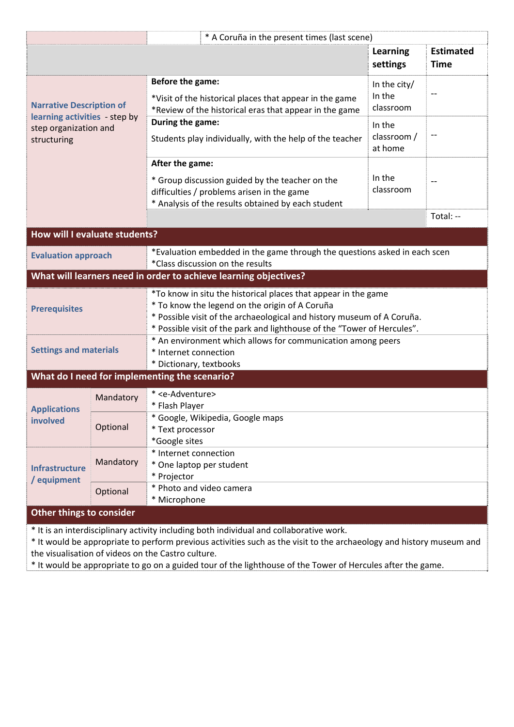| | | |
|---|---|---|
| | * A Coruña in the present times (last scene) | |

| | | Learning settings | Estimated Time |
|---|---|---|---|
| **Narrative Description of learning activities** - step by step organization and structuring | **Before the game:**<br>*Visit of the historical places that appear in the game<br>*Review of the historical eras that appear in the game | In the city/ In the classroom | -- |
| | **During the game:**<br>Students play individually, with the help of the teacher | In the classroom / at home | -- |
| | **After the game:**<br>* Group discussion guided by the teacher on the difficulties / problems arisen in the game<br>* Analysis of the results obtained by each student | In the classroom | -- |
| | | | Total: -- |

## How will I evaluate students?

| | |
|---|---|
| **Evaluation approach** | *Evaluation embedded in the game through the questions asked in each scen<br>*Class discussion on the results |

## What will learners need in order to achieve learning objectives?

| | |
|---|---|
| **Prerequisites** | *To know in situ the historical places that appear in the game<br>* To know the legend on the origin of A Coruña<br>* Possible visit of the archaeological and history museum of A Coruña.<br>* Possible visit of the park and lighthouse of the "Tower of Hercules". |
| **Settings and materials** | * An environment which allows for communication among peers<br>* Internet connection<br>* Dictionary, textbooks |

## What do I need for implementing the scenario?

| | | |
|---|---|---|
| **Applications involved** | Mandatory | * <e-Adventure><br>* Flash Player |
| | Optional | * Google, Wikipedia, Google maps<br>* Text processor<br>*Google sites |
| **Infrastructure / equipment** | Mandatory | * Internet connection<br>* One laptop per student<br>* Projector |
| | Optional | * Photo and video camera<br>* Microphone |

## Other things to consider

* It is an interdisciplinary activity including both individual and collaborative work.
* It would be appropriate to perform previous activities such as the visit to the archaeology and history museum and the visualisation of videos on the Castro culture.
* It would be appropriate to go on a guided tour of the lighthouse of the Tower of Hercules after the game.